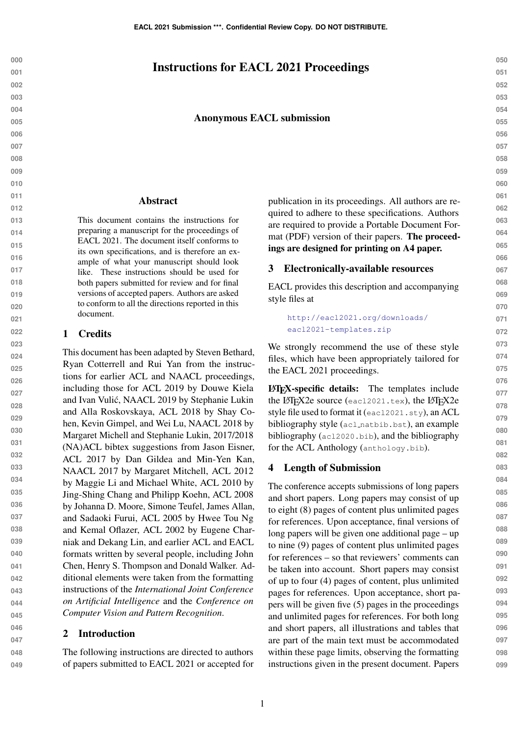# Instructions for EACL 2021 Proceedings

**Anonymous EACL submission**

## Abstract

This document contains the instructions for preparing a manuscript for the proceedings of EACL 2021. The document itself conforms to its own specifications, and is therefore an example of what your manuscript should look like. These instructions should be used for both papers submitted for review and for final versions of accepted papers. Authors are asked to conform to all the directions reported in this document.

## 1 Credits

This document has been adapted by Steven Bethard, Ryan Cotterell and Rui Yan from the instructions for earlier ACL and NAACL proceedings, including those for ACL 2019 by Douwe Kiela and Ivan Vulić, NAACL 2019 by Stephanie Lukin and Alla Roskovskaya, ACL 2018 by Shay Cohen, Kevin Gimpel, and Wei Lu, NAACL 2018 by Margaret Michell and Stephanie Lukin, 2017/2018 (NA)ACL bibtex suggestions from Jason Eisner, ACL 2017 by Dan Gildea and Min-Yen Kan, NAACL 2017 by Margaret Mitchell, ACL 2012 by Maggie Li and Michael White, ACL 2010 by Jing-Shing Chang and Philipp Koehn, ACL 2008 by Johanna D. Moore, Simone Teufel, James Allan, and Sadaoki Furui, ACL 2005 by Hwee Tou Ng and Kemal Oflazer, ACL 2002 by Eugene Charniak and Dekang Lin, and earlier ACL and EACL formats written by several people, including John Chen, Henry S. Thompson and Donald Walker. Additional elements were taken from the formatting instructions of the *International Joint Conference on Artificial Intelligence* and the *Conference on Computer Vision and Pattern Recognition*.

## 2 Introduction

The following instructions are directed to authors of papers submitted to EACL 2021 or accepted for publication in its proceedings. All authors are required to adhere to these specifications. Authors are required to provide a Portable Document Format (PDF) version of their papers. **The proceedings are designed for printing on A4 paper.**

## 3 Electronically-available resources

EACL provides this description and accompanying style files at

> http://eacl2021.org/downloads/eacl2021-templates.zip

We strongly recommend the use of these style files, which have been appropriately tailored for the EACL 2021 proceedings.

**LaTeX-specific details:** The templates include the LaTeX2e source (`eacl2021.tex`), the LaTeX2e style file used to format it (`eacl2021.sty`), an ACL bibliography style (`acl_natbib.bst`), an example bibliography (`acl2020.bib`), and the bibliography for the ACL Anthology (`anthology.bib`).

## 4 Length of Submission

The conference accepts submissions of long papers and short papers. Long papers may consist of up to eight (8) pages of content plus unlimited pages for references. Upon acceptance, final versions of long papers will be given one additional page – up to nine (9) pages of content plus unlimited pages for references – so that reviewers' comments can be taken into account. Short papers may consist of up to four (4) pages of content, plus unlimited pages for references. Upon acceptance, short papers will be given five (5) pages in the proceedings and unlimited pages for references. For both long and short papers, all illustrations and tables that are part of the main text must be accommodated within these page limits, observing the formatting instructions given in the present document. Papers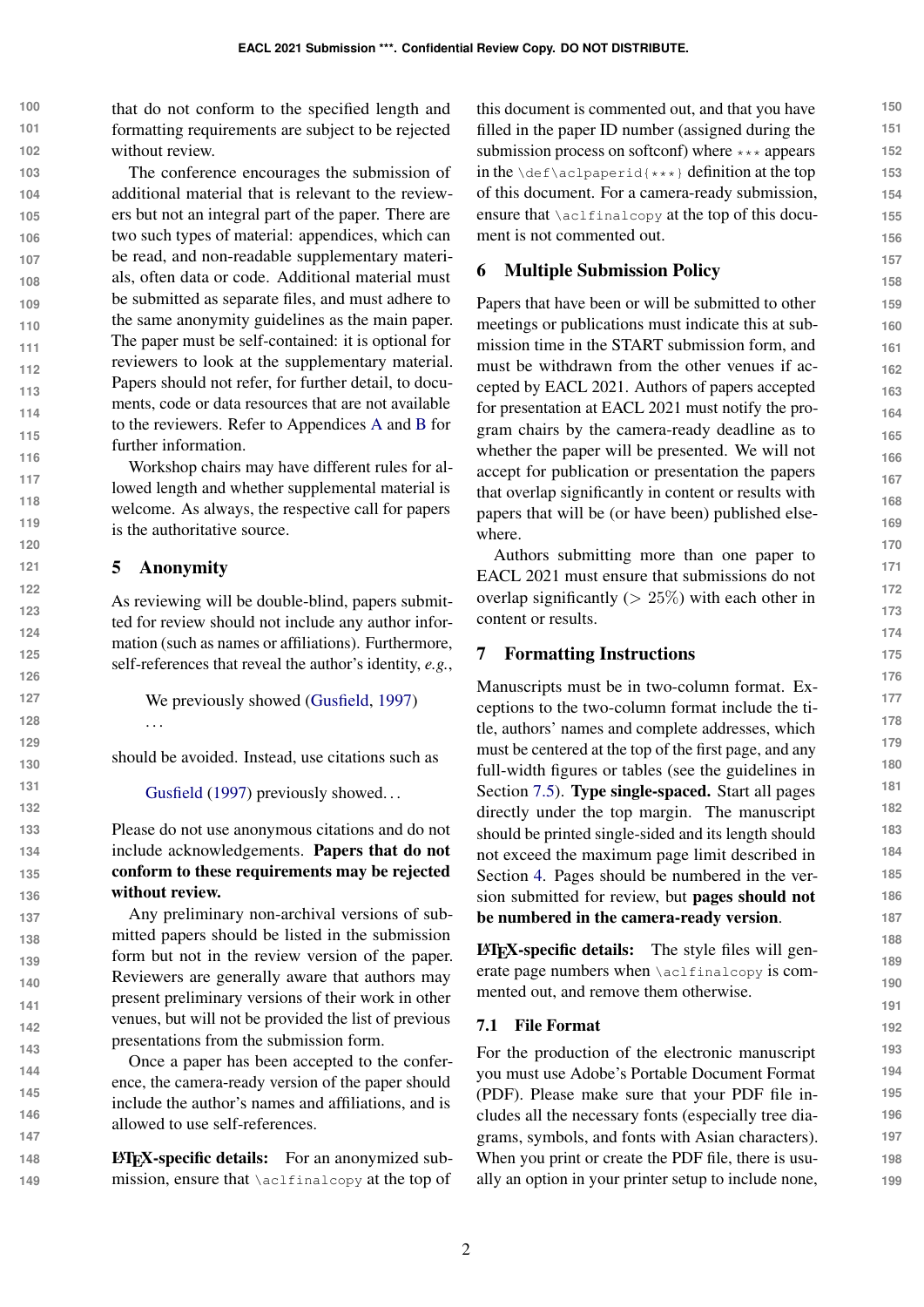that do not conform to the specified length and formatting requirements are subject to be rejected without review.

The conference encourages the submission of additional material that is relevant to the reviewers but not an integral part of the paper. There are two such types of material: appendices, which can be read, and non-readable supplementary materials, often data or code. Additional material must be submitted as separate files, and must adhere to the same anonymity guidelines as the main paper. The paper must be self-contained: it is optional for reviewers to look at the supplementary material. Papers should not refer, for further detail, to documents, code or data resources that are not available to the reviewers. Refer to Appendices A and B for further information.

Workshop chairs may have different rules for allowed length and whether supplemental material is welcome. As always, the respective call for papers is the authoritative source.

## 5 Anonymity

As reviewing will be double-blind, papers submitted for review should not include any author information (such as names or affiliations). Furthermore, self-references that reveal the author's identity, *e.g.*,

> We previously showed (Gusfield, 1997) ...

should be avoided. Instead, use citations such as

> Gusfield (1997) previously showed...

Please do not use anonymous citations and do not include acknowledgements. **Papers that do not conform to these requirements may be rejected without review.**

Any preliminary non-archival versions of submitted papers should be listed in the submission form but not in the review version of the paper. Reviewers are generally aware that authors may present preliminary versions of their work in other venues, but will not be provided the list of previous presentations from the submission form.

Once a paper has been accepted to the conference, the camera-ready version of the paper should include the author's names and affiliations, and is allowed to use self-references.

**LaTeX-specific details:** For an anonymized submission, ensure that `\aclfinalcopy` at the top of this document is commented out, and that you have filled in the paper ID number (assigned during the submission process on softconf) where `***` appears in the `\def\aclpaperid{***}` definition at the top of this document. For a camera-ready submission, ensure that `\aclfinalcopy` at the top of this document is not commented out.

## 6 Multiple Submission Policy

Papers that have been or will be submitted to other meetings or publications must indicate this at submission time in the START submission form, and must be withdrawn from the other venues if accepted by EACL 2021. Authors of papers accepted for presentation at EACL 2021 must notify the program chairs by the camera-ready deadline as to whether the paper will be presented. We will not accept for publication or presentation the papers that overlap significantly in content or results with papers that will be (or have been) published elsewhere.

Authors submitting more than one paper to EACL 2021 must ensure that submissions do not overlap significantly ($> 25\%$) with each other in content or results.

## 7 Formatting Instructions

Manuscripts must be in two-column format. Exceptions to the two-column format include the title, authors' names and complete addresses, which must be centered at the top of the first page, and any full-width figures or tables (see the guidelines in Section 7.5). **Type single-spaced.** Start all pages directly under the top margin. The manuscript should be printed single-sided and its length should not exceed the maximum page limit described in Section 4. Pages should be numbered in the version submitted for review, but **pages should not be numbered in the camera-ready version**.

**LaTeX-specific details:** The style files will generate page numbers when `\aclfinalcopy` is commented out, and remove them otherwise.

### 7.1 File Format

For the production of the electronic manuscript you must use Adobe's Portable Document Format (PDF). Please make sure that your PDF file includes all the necessary fonts (especially tree diagrams, symbols, and fonts with Asian characters). When you print or create the PDF file, there is usually an option in your printer setup to include none,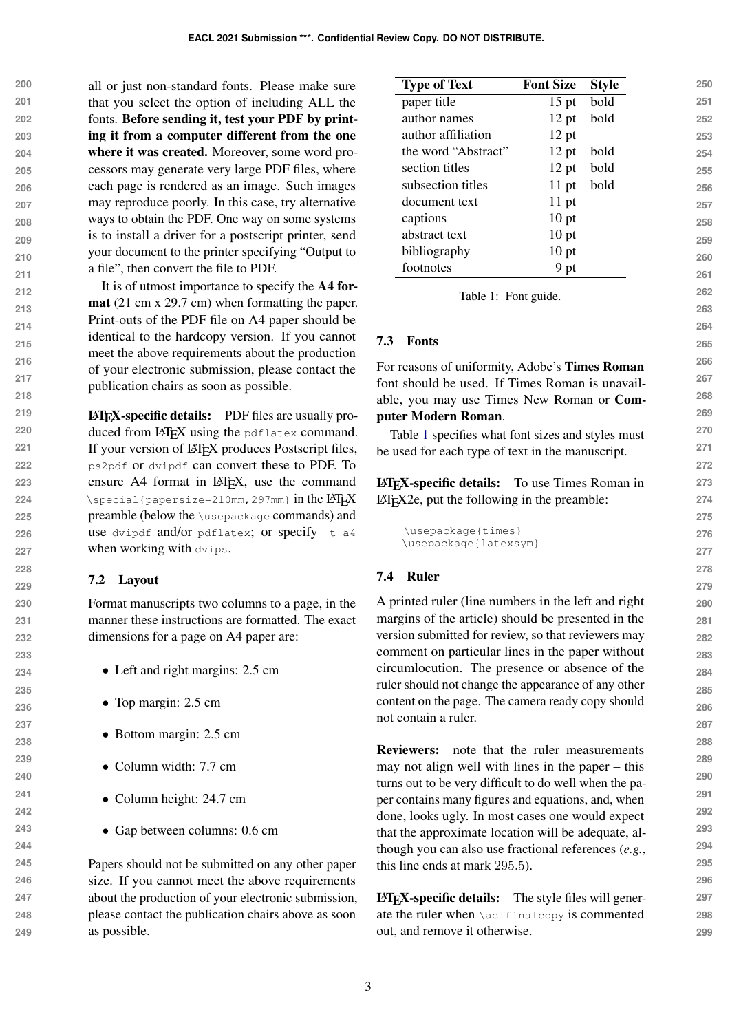all or just non-standard fonts. Please make sure that you select the option of including ALL the fonts. **Before sending it, test your PDF by printing it from a computer different from the one where it was created.** Moreover, some word processors may generate very large PDF files, where each page is rendered as an image. Such images may reproduce poorly. In this case, try alternative ways to obtain the PDF. One way on some systems is to install a driver for a postscript printer, send your document to the printer specifying "Output to a file", then convert the file to PDF.

It is of utmost importance to specify the **A4 format** (21 cm x 29.7 cm) when formatting the paper. Print-outs of the PDF file on A4 paper should be identical to the hardcopy version. If you cannot meet the above requirements about the production of your electronic submission, please contact the publication chairs as soon as possible.

**LaTeX-specific details:** PDF files are usually produced from LaTeX using the `pdflatex` command. If your version of LaTeX produces Postscript files, `ps2pdf` or `dvipdf` can convert these to PDF. To ensure A4 format in LaTeX, use the command `\special{papersize=210mm,297mm}` in the LaTeX preamble (below the `\usepackage` commands) and use `dvipdf` and/or `pdflatex`; or specify `-t a4` when working with `dvips`.

### 7.2 Layout

Format manuscripts two columns to a page, in the manner these instructions are formatted. The exact dimensions for a page on A4 paper are:

- Left and right margins: 2.5 cm
- Top margin: 2.5 cm
- Bottom margin: 2.5 cm
- Column width: 7.7 cm
- Column height: 24.7 cm
- Gap between columns: 0.6 cm

Papers should not be submitted on any other paper size. If you cannot meet the above requirements about the production of your electronic submission, please contact the publication chairs above as soon as possible.

| Type of Text | Font Size | Style |
|---|---|---|
| paper title | 15 pt | bold |
| author names | 12 pt | bold |
| author affiliation | 12 pt | |
| the word "Abstract" | 12 pt | bold |
| section titles | 12 pt | bold |
| subsection titles | 11 pt | bold |
| document text | 11 pt | |
| captions | 10 pt | |
| abstract text | 10 pt | |
| bibliography | 10 pt | |
| footnotes | 9 pt | |

Table 1: Font guide.

### 7.3 Fonts

For reasons of uniformity, Adobe's **Times Roman** font should be used. If Times Roman is unavailable, you may use Times New Roman or **Computer Modern Roman**.

Table 1 specifies what font sizes and styles must be used for each type of text in the manuscript.

**LaTeX-specific details:** To use Times Roman in LaTeX2e, put the following in the preamble:

```
\usepackage{times}
\usepackage{latexsym}
```

### 7.4 Ruler

A printed ruler (line numbers in the left and right margins of the article) should be presented in the version submitted for review, so that reviewers may comment on particular lines in the paper without circumlocution. The presence or absence of the ruler should not change the appearance of any other content on the page. The camera ready copy should not contain a ruler.

**Reviewers:** note that the ruler measurements may not align well with lines in the paper – this turns out to be very difficult to do well when the paper contains many figures and equations, and, when done, looks ugly. In most cases one would expect that the approximate location will be adequate, although you can also use fractional references (*e.g.*, this line ends at mark 295.5).

**LaTeX-specific details:** The style files will generate the ruler when `\aclfinalcopy` is commented out, and remove it otherwise.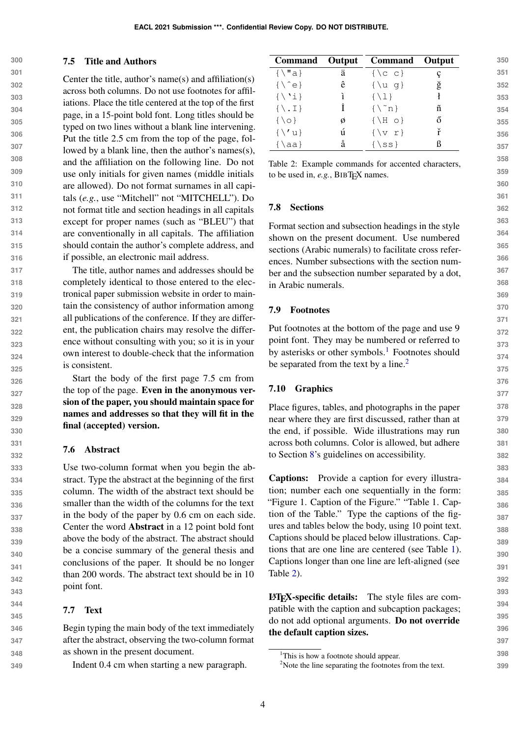### 7.5 Title and Authors

Center the title, author's name(s) and affiliation(s) across both columns. Do not use footnotes for affiliations. Place the title centered at the top of the first page, in a 15-point bold font. Long titles should be typed on two lines without a blank line intervening. Put the title 2.5 cm from the top of the page, followed by a blank line, then the author's names(s), and the affiliation on the following line. Do not use only initials for given names (middle initials are allowed). Do not format surnames in all capitals (*e.g.*, use "Mitchell" not "MITCHELL"). Do not format title and section headings in all capitals except for proper names (such as "BLEU") that are conventionally in all capitals. The affiliation should contain the author's complete address, and if possible, an electronic mail address.

The title, author names and addresses should be completely identical to those entered to the electronical paper submission website in order to maintain the consistency of author information among all publications of the conference. If they are different, the publication chairs may resolve the difference without consulting with you; so it is in your own interest to double-check that the information is consistent.

Start the body of the first page 7.5 cm from the top of the page. **Even in the anonymous version of the paper, you should maintain space for names and addresses so that they will fit in the final (accepted) version.**

### 7.6 Abstract

Use two-column format when you begin the abstract. Type the abstract at the beginning of the first column. The width of the abstract text should be smaller than the width of the columns for the text in the body of the paper by 0.6 cm on each side. Center the word **Abstract** in a 12 point bold font above the body of the abstract. The abstract should be a concise summary of the general thesis and conclusions of the paper. It should be no longer than 200 words. The abstract text should be in 10 point font.

### 7.7 Text

Begin typing the main body of the text immediately after the abstract, observing the two-column format as shown in the present document.

Indent 0.4 cm when starting a new paragraph.

| Command | Output | Command | Output |
|---|---|---|---|
| {\"a} | ä | {\c c} | ç |
| {\^e} | ê | {\u g} | ğ |
| {\`i} | ì | {\l} | ł |
| {\.I} | İ | {\~n} | ñ |
| {\o} | ø | {\H o} | ő |
| {\'u} | ú | {\v r} | ř |
| {\aa} | å | {\ss} | ß |

Table 2: Example commands for accented characters, to be used in, *e.g.*, BibTeX names.

### 7.8 Sections

Format section and subsection headings in the style shown on the present document. Use numbered sections (Arabic numerals) to facilitate cross references. Number subsections with the section number and the subsection number separated by a dot, in Arabic numerals.

### 7.9 Footnotes

Put footnotes at the bottom of the page and use 9 point font. They may be numbered or referred to by asterisks or other symbols.[1] Footnotes should be separated from the text by a line.[2]

### 7.10 Graphics

Place figures, tables, and photographs in the paper near where they are first discussed, rather than at the end, if possible. Wide illustrations may run across both columns. Color is allowed, but adhere to Section 8's guidelines on accessibility.

**Captions:** Provide a caption for every illustration; number each one sequentially in the form: "Figure 1. Caption of the Figure." "Table 1. Caption of the Table." Type the captions of the figures and tables below the body, using 10 point text. Captions should be placed below illustrations. Captions that are one line are centered (see Table 1). Captions longer than one line are left-aligned (see Table 2).

**LaTeX-specific details:** The style files are compatible with the caption and subcaption packages; do not add optional arguments. **Do not override the default caption sizes.**

[1] This is how a footnote should appear.

[2] Note the line separating the footnotes from the text.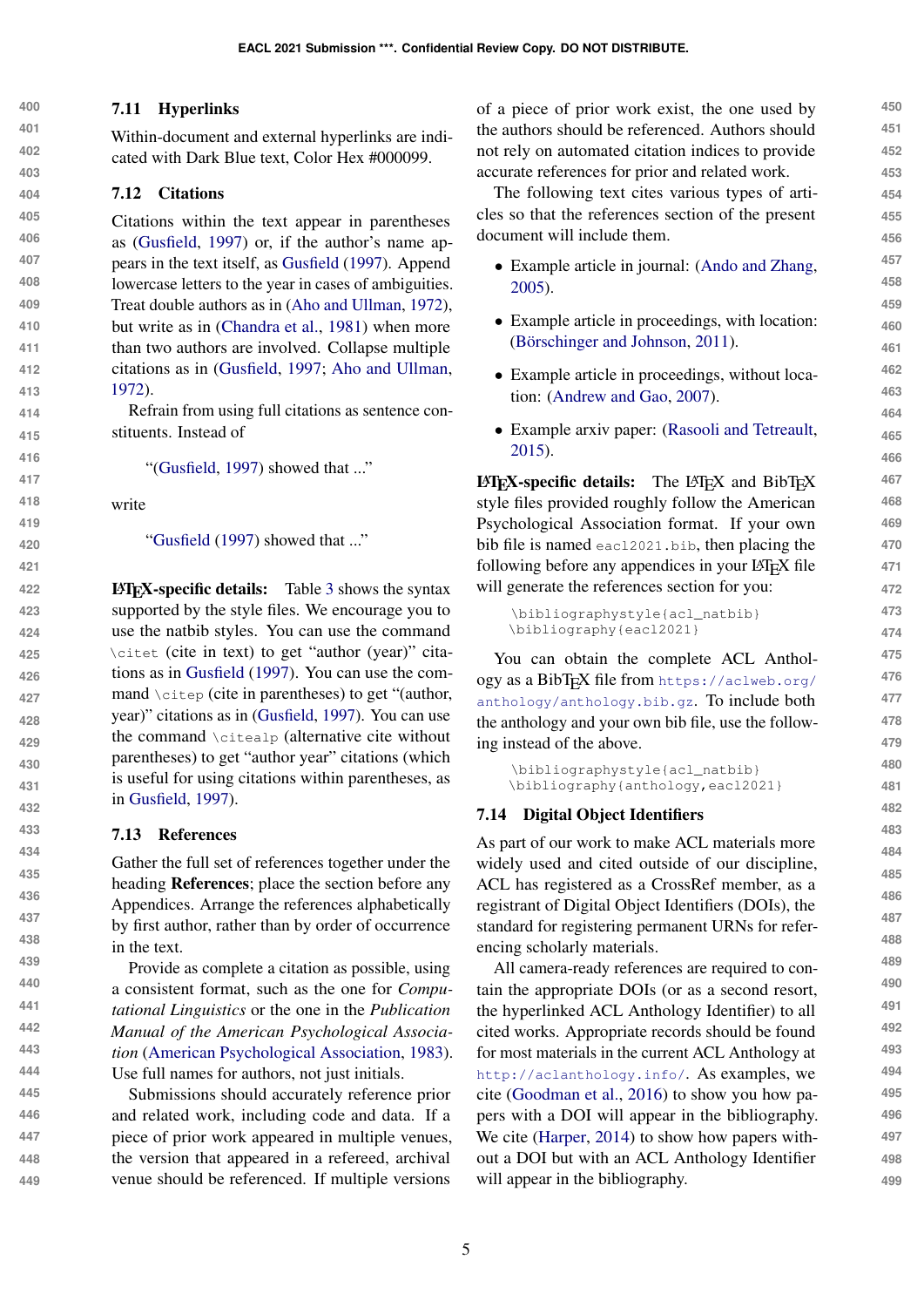### 7.11 Hyperlinks

Within-document and external hyperlinks are indicated with Dark Blue text, Color Hex #000099.

### 7.12 Citations

Citations within the text appear in parentheses as (Gusfield, 1997) or, if the author's name appears in the text itself, as Gusfield (1997). Append lowercase letters to the year in cases of ambiguities. Treat double authors as in (Aho and Ullman, 1972), but write as in (Chandra et al., 1981) when more than two authors are involved. Collapse multiple citations as in (Gusfield, 1997; Aho and Ullman, 1972).

Refrain from using full citations as sentence constituents. Instead of

> "(Gusfield, 1997) showed that ..."

write

> "Gusfield (1997) showed that ..."

**LaTeX-specific details:** Table 3 shows the syntax supported by the style files. We encourage you to use the natbib styles. You can use the command `\citet` (cite in text) to get "author (year)" citations as in Gusfield (1997). You can use the command `\citep` (cite in parentheses) to get "(author, year)" citations as in (Gusfield, 1997). You can use the command `\citealp` (alternative cite without parentheses) to get "author year" citations (which is useful for using citations within parentheses, as in Gusfield, 1997).

### 7.13 References

Gather the full set of references together under the heading **References**; place the section before any Appendices. Arrange the references alphabetically by first author, rather than by order of occurrence in the text.

Provide as complete a citation as possible, using a consistent format, such as the one for *Computational Linguistics* or the one in the *Publication Manual of the American Psychological Association* (American Psychological Association, 1983). Use full names for authors, not just initials.

Submissions should accurately reference prior and related work, including code and data. If a piece of prior work appeared in multiple venues, the version that appeared in a refereed, archival venue should be referenced. If multiple versions of a piece of prior work exist, the one used by the authors should be referenced. Authors should not rely on automated citation indices to provide accurate references for prior and related work.

The following text cites various types of articles so that the references section of the present document will include them.

- Example article in journal: (Ando and Zhang, 2005).
- Example article in proceedings, with location: (Börschinger and Johnson, 2011).
- Example article in proceedings, without location: (Andrew and Gao, 2007).
- Example arxiv paper: (Rasooli and Tetreault, 2015).

**LaTeX-specific details:** The LaTeX and BibTeX style files provided roughly follow the American Psychological Association format. If your own bib file is named `eacl2021.bib`, then placing the following before any appendices in your LaTeX file will generate the references section for you:

```
\bibliographystyle{acl_natbib}
\bibliography{eacl2021}
```

You can obtain the complete ACL Anthology as a BibTeX file from `https://aclweb.org/anthology/anthology.bib.gz`. To include both the anthology and your own bib file, use the following instead of the above.

```
\bibliographystyle{acl_natbib}
\bibliography{anthology,eacl2021}
```

### 7.14 Digital Object Identifiers

As part of our work to make ACL materials more widely used and cited outside of our discipline, ACL has registered as a CrossRef member, as a registrant of Digital Object Identifiers (DOIs), the standard for registering permanent URNs for referencing scholarly materials.

All camera-ready references are required to contain the appropriate DOIs (or as a second resort, the hyperlinked ACL Anthology Identifier) to all cited works. Appropriate records should be found for most materials in the current ACL Anthology at `http://aclanthology.info/`. As examples, we cite (Goodman et al., 2016) to show you how papers with a DOI will appear in the bibliography. We cite (Harper, 2014) to show how papers without a DOI but with an ACL Anthology Identifier will appear in the bibliography.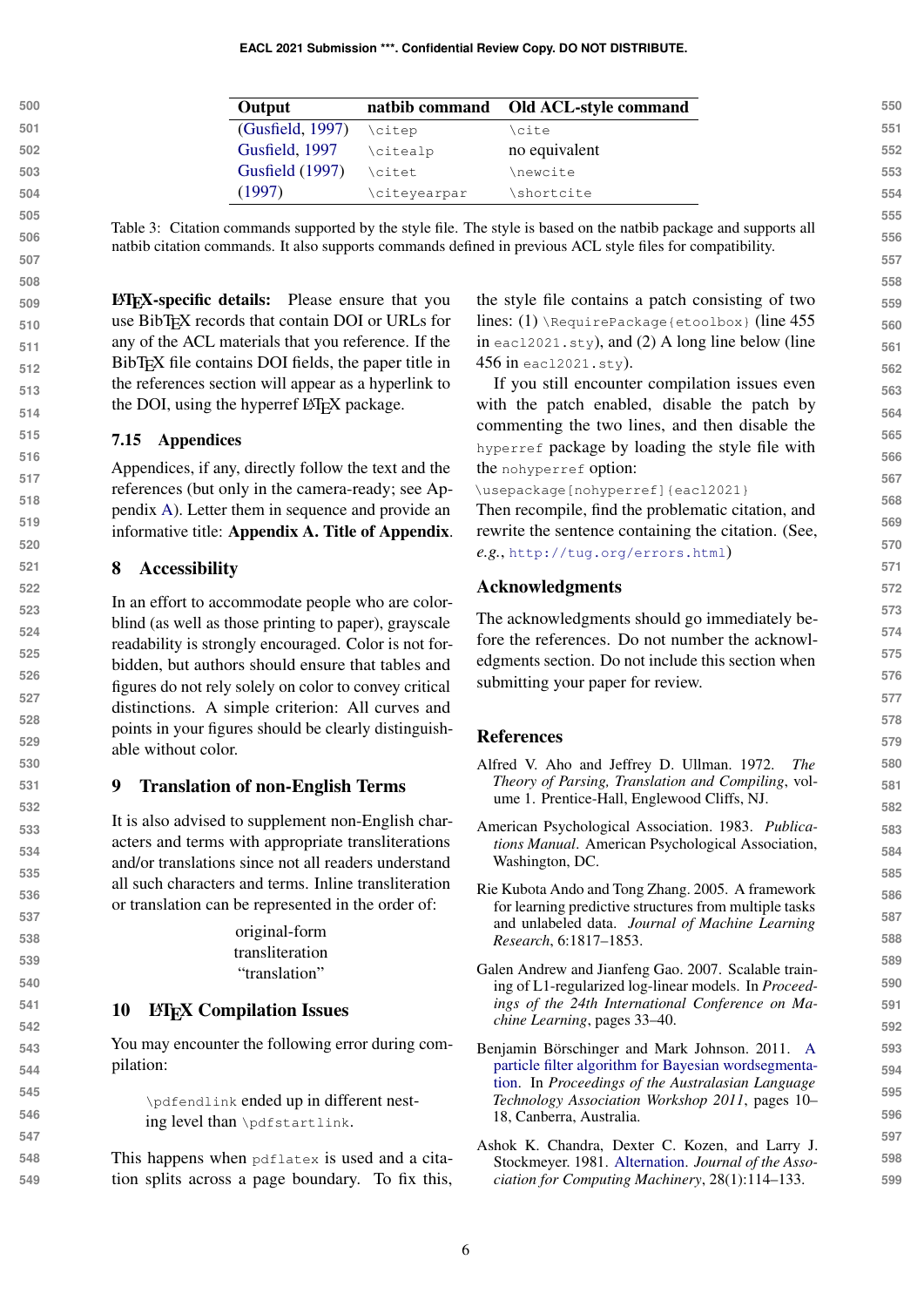| Output | natbib command | Old ACL-style command |
|---|---|---|
| (Gusfield, 1997) | `\citep` | `\cite` |
| Gusfield, 1997 | `\citealp` | no equivalent |
| Gusfield (1997) | `\citet` | `\newcite` |
| (1997) | `\citeyearpar` | `\shortcite` |

Table 3: Citation commands supported by the style file. The style is based on the natbib package and supports all natbib citation commands. It also supports commands defined in previous ACL style files for compatibility.

**LaTeX-specific details:** Please ensure that you use BibTeX records that contain DOI or URLs for any of the ACL materials that you reference. If the BibTeX file contains DOI fields, the paper title in the references section will appear as a hyperlink to the DOI, using the hyperref LaTeX package.

### 7.15 Appendices

Appendices, if any, directly follow the text and the references (but only in the camera-ready; see Appendix A). Letter them in sequence and provide an informative title: **Appendix A. Title of Appendix**.

## 8 Accessibility

In an effort to accommodate people who are color-blind (as well as those printing to paper), grayscale readability is strongly encouraged. Color is not forbidden, but authors should ensure that tables and figures do not rely solely on color to convey critical distinctions. A simple criterion: All curves and points in your figures should be clearly distinguishable without color.

## 9 Translation of non-English Terms

It is also advised to supplement non-English characters and terms with appropriate transliterations and/or translations since not all readers understand all such characters and terms. Inline transliteration or translation can be represented in the order of:

original-form
transliteration
"translation"

## 10 LaTeX Compilation Issues

You may encounter the following error during compilation:

> `\pdfendlink` ended up in different nesting level than `\pdfstartlink`.

This happens when `pdflatex` is used and a citation splits across a page boundary. To fix this, the style file contains a patch consisting of two lines: (1) `\RequirePackage{etoolbox}` (line 455 in `eacl2021.sty`), and (2) A long line below (line 456 in `eacl2021.sty`).

If you still encounter compilation issues even with the patch enabled, disable the patch by commenting the two lines, and then disable the `hyperref` package by loading the style file with the `nohyperref` option:

`\usepackage[nohyperref]{eacl2021}`

Then recompile, find the problematic citation, and rewrite the sentence containing the citation. (See, *e.g.*, `http://tug.org/errors.html`)

## Acknowledgments

The acknowledgments should go immediately before the references. Do not number the acknowledgments section. Do not include this section when submitting your paper for review.

## References

Alfred V. Aho and Jeffrey D. Ullman. 1972. *The Theory of Parsing, Translation and Compiling*, volume 1. Prentice-Hall, Englewood Cliffs, NJ.

American Psychological Association. 1983. *Publications Manual*. American Psychological Association, Washington, DC.

Rie Kubota Ando and Tong Zhang. 2005. A framework for learning predictive structures from multiple tasks and unlabeled data. *Journal of Machine Learning Research*, 6:1817–1853.

Galen Andrew and Jianfeng Gao. 2007. Scalable training of L1-regularized log-linear models. In *Proceedings of the 24th International Conference on Machine Learning*, pages 33–40.

Benjamin Börschinger and Mark Johnson. 2011. A particle filter algorithm for Bayesian wordsegmentation. In *Proceedings of the Australasian Language Technology Association Workshop 2011*, pages 10–18, Canberra, Australia.

Ashok K. Chandra, Dexter C. Kozen, and Larry J. Stockmeyer. 1981. Alternation. *Journal of the Association for Computing Machinery*, 28(1):114–133.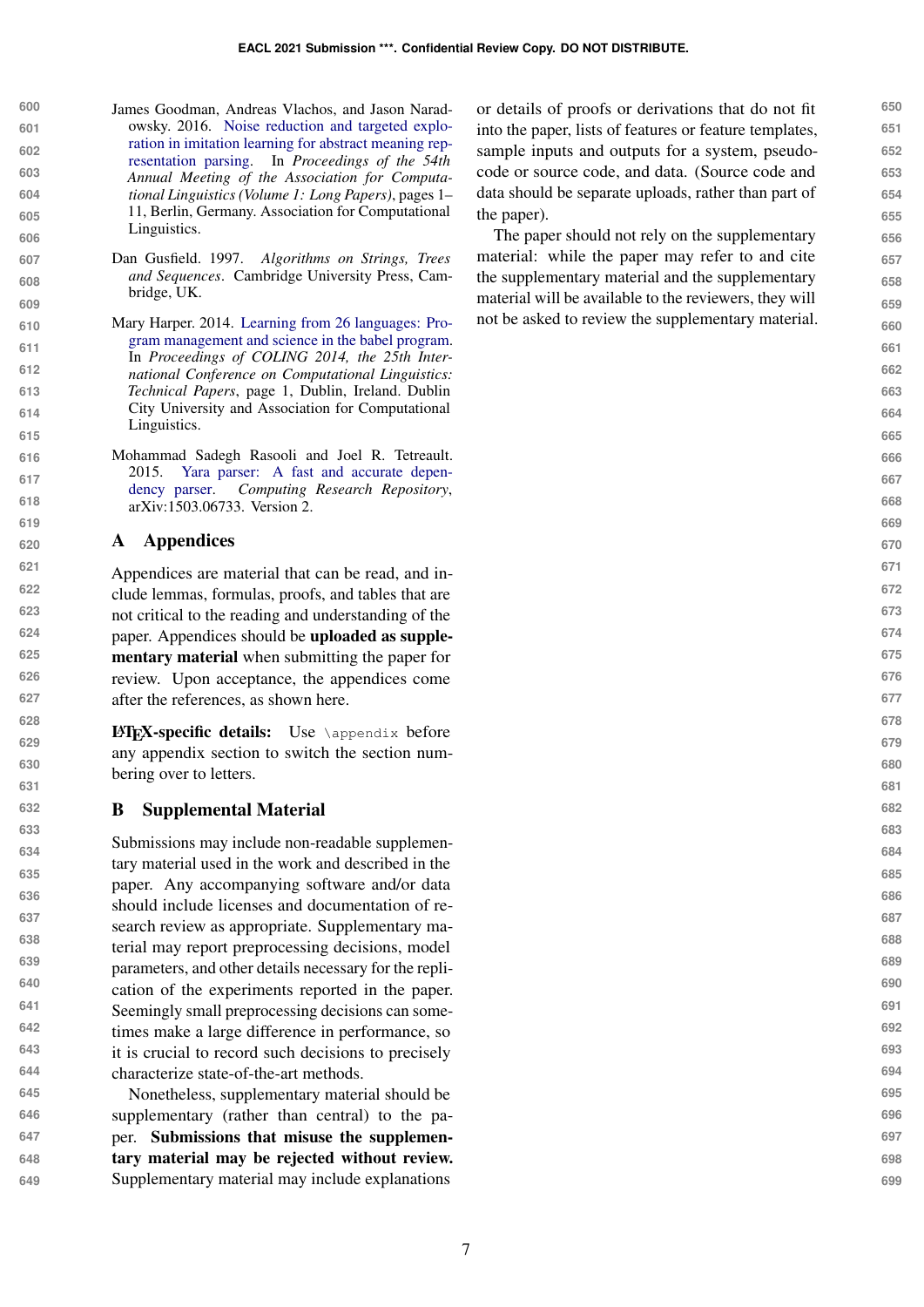James Goodman, Andreas Vlachos, and Jason Naradowsky. 2016. Noise reduction and targeted exploration in imitation learning for abstract meaning representation parsing. In *Proceedings of the 54th Annual Meeting of the Association for Computational Linguistics (Volume 1: Long Papers)*, pages 1–11, Berlin, Germany. Association for Computational Linguistics.

Dan Gusfield. 1997. *Algorithms on Strings, Trees and Sequences*. Cambridge University Press, Cambridge, UK.

Mary Harper. 2014. Learning from 26 languages: Program management and science in the babel program. In *Proceedings of COLING 2014, the 25th International Conference on Computational Linguistics: Technical Papers*, page 1, Dublin, Ireland. Dublin City University and Association for Computational Linguistics.

Mohammad Sadegh Rasooli and Joel R. Tetreault. 2015. Yara parser: A fast and accurate dependency parser. *Computing Research Repository*, arXiv:1503.06733. Version 2.

## A Appendices

Appendices are material that can be read, and include lemmas, formulas, proofs, and tables that are not critical to the reading and understanding of the paper. Appendices should be **uploaded as supplementary material** when submitting the paper for review. Upon acceptance, the appendices come after the references, as shown here.

**LaTeX-specific details:** Use `\appendix` before any appendix section to switch the section numbering over to letters.

## B Supplemental Material

Submissions may include non-readable supplementary material used in the work and described in the paper. Any accompanying software and/or data should include licenses and documentation of research review as appropriate. Supplementary material may report preprocessing decisions, model parameters, and other details necessary for the replication of the experiments reported in the paper. Seemingly small preprocessing decisions can sometimes make a large difference in performance, so it is crucial to record such decisions to precisely characterize state-of-the-art methods.

Nonetheless, supplementary material should be supplementary (rather than central) to the paper. **Submissions that misuse the supplementary material may be rejected without review.** Supplementary material may include explanations or details of proofs or derivations that do not fit into the paper, lists of features or feature templates, sample inputs and outputs for a system, pseudo-code or source code, and data. (Source code and data should be separate uploads, rather than part of the paper).

The paper should not rely on the supplementary material: while the paper may refer to and cite the supplementary material and the supplementary material will be available to the reviewers, they will not be asked to review the supplementary material.